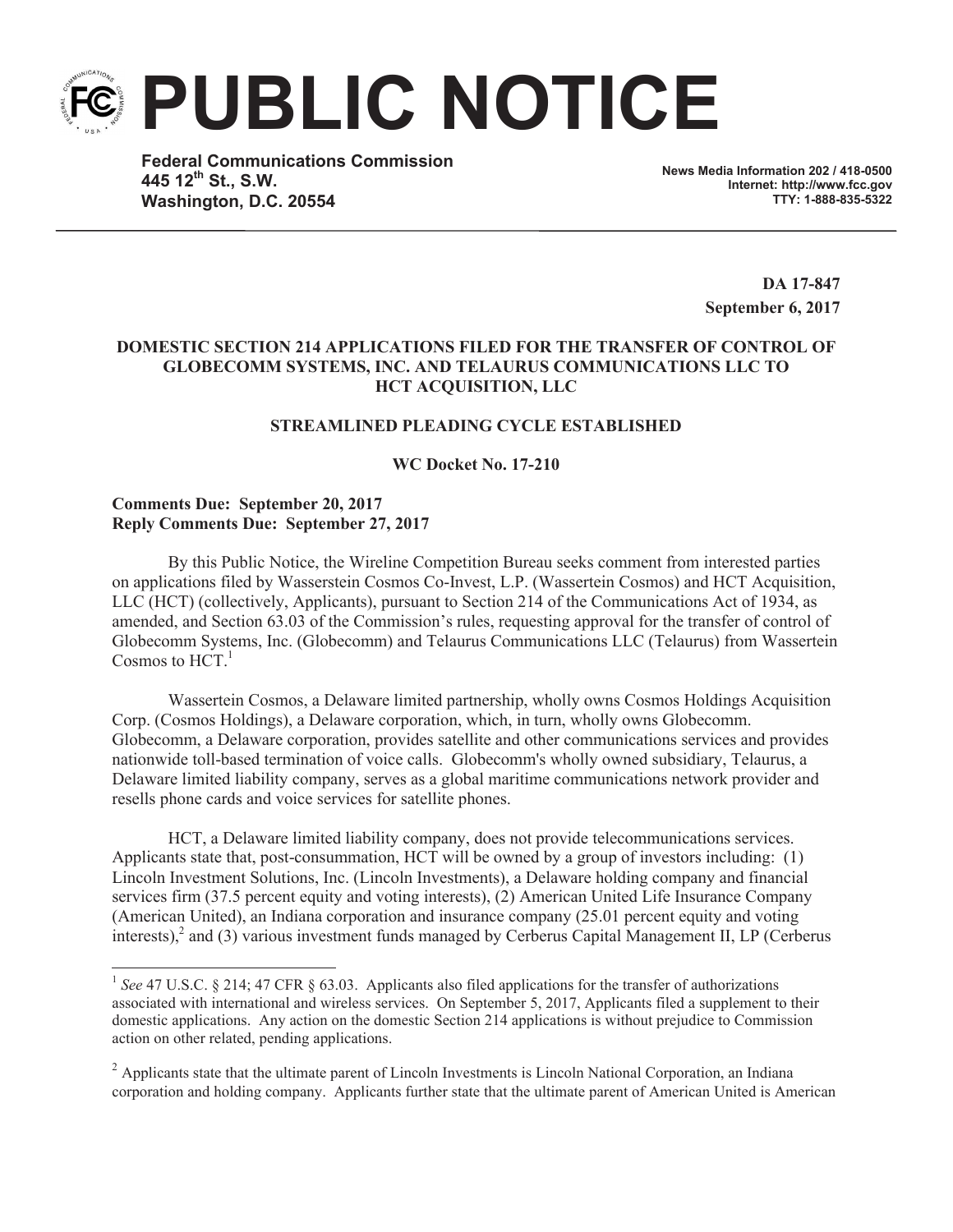# PUBLIC NOTICE

**Federal Communications Commission**
**445 12th St., S.W.**
**Washington, D.C. 20554**

**News Media Information 202 / 418-0500**
**Internet: http://www.fcc.gov**
**TTY: 1-888-835-5322**

**DA 17-847**
**September 6, 2017**

**DOMESTIC SECTION 214 APPLICATIONS FILED FOR THE TRANSFER OF CONTROL OF GLOBECOMM SYSTEMS, INC. AND TELAURUS COMMUNICATIONS LLC TO HCT ACQUISITION, LLC**

**STREAMLINED PLEADING CYCLE ESTABLISHED**

**WC Docket No. 17-210**

**Comments Due: September 20, 2017**
**Reply Comments Due: September 27, 2017**

By this Public Notice, the Wireline Competition Bureau seeks comment from interested parties on applications filed by Wasserstein Cosmos Co-Invest, L.P. (Wasserstein Cosmos) and HCT Acquisition, LLC (HCT) (collectively, Applicants), pursuant to Section 214 of the Communications Act of 1934, as amended, and Section 63.03 of the Commission's rules, requesting approval for the transfer of control of Globecomm Systems, Inc. (Globecomm) and Telaurus Communications LLC (Telaurus) from Wassertein Cosmos to HCT.[1]

Wassertein Cosmos, a Delaware limited partnership, wholly owns Cosmos Holdings Acquisition Corp. (Cosmos Holdings), a Delaware corporation, which, in turn, wholly owns Globecomm. Globecomm, a Delaware corporation, provides satellite and other communications services and provides nationwide toll-based termination of voice calls. Globecomm's wholly owned subsidiary, Telaurus, a Delaware limited liability company, serves as a global maritime communications network provider and resells phone cards and voice services for satellite phones.

HCT, a Delaware limited liability company, does not provide telecommunications services. Applicants state that, post-consummation, HCT will be owned by a group of investors including: (1) Lincoln Investment Solutions, Inc. (Lincoln Investments), a Delaware holding company and financial services firm (37.5 percent equity and voting interests), (2) American United Life Insurance Company (American United), an Indiana corporation and insurance company (25.01 percent equity and voting interests),[2] and (3) various investment funds managed by Cerberus Capital Management II, LP (Cerberus

---

[1] *See* 47 U.S.C. § 214; 47 CFR § 63.03. Applicants also filed applications for the transfer of authorizations associated with international and wireless services. On September 5, 2017, Applicants filed a supplement to their domestic applications. Any action on the domestic Section 214 applications is without prejudice to Commission action on other related, pending applications.

[2] Applicants state that the ultimate parent of Lincoln Investments is Lincoln National Corporation, an Indiana corporation and holding company. Applicants further state that the ultimate parent of American United is American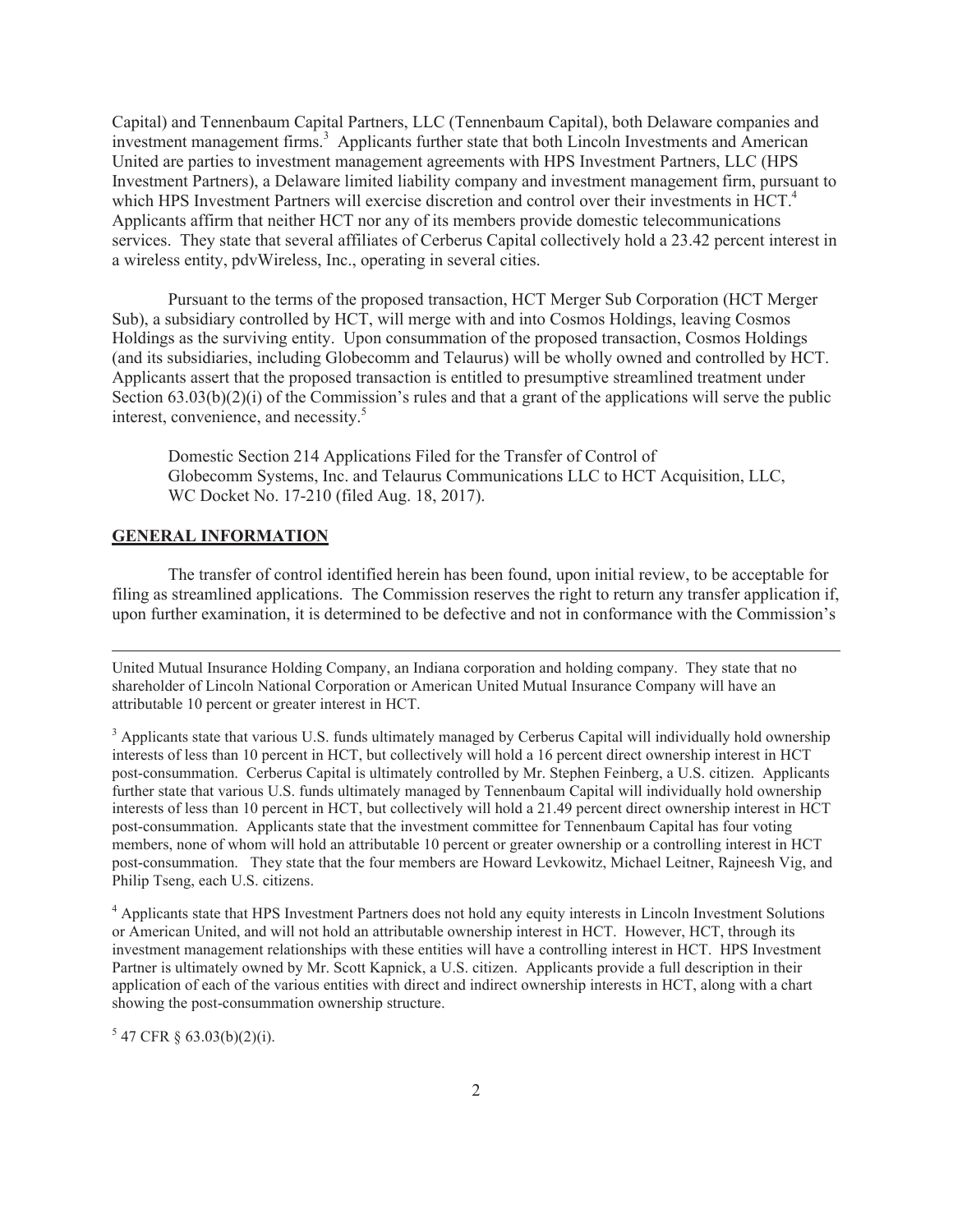Capital) and Tennenbaum Capital Partners, LLC (Tennenbaum Capital), both Delaware companies and investment management firms.[3] Applicants further state that both Lincoln Investments and American United are parties to investment management agreements with HPS Investment Partners, LLC (HPS Investment Partners), a Delaware limited liability company and investment management firm, pursuant to which HPS Investment Partners will exercise discretion and control over their investments in HCT.[4] Applicants affirm that neither HCT nor any of its members provide domestic telecommunications services. They state that several affiliates of Cerberus Capital collectively hold a 23.42 percent interest in a wireless entity, pdvWireless, Inc., operating in several cities.

Pursuant to the terms of the proposed transaction, HCT Merger Sub Corporation (HCT Merger Sub), a subsidiary controlled by HCT, will merge with and into Cosmos Holdings, leaving Cosmos Holdings as the surviving entity. Upon consummation of the proposed transaction, Cosmos Holdings (and its subsidiaries, including Globecomm and Telaurus) will be wholly owned and controlled by HCT. Applicants assert that the proposed transaction is entitled to presumptive streamlined treatment under Section 63.03(b)(2)(i) of the Commission's rules and that a grant of the applications will serve the public interest, convenience, and necessity.[5]

Domestic Section 214 Applications Filed for the Transfer of Control of Globecomm Systems, Inc. and Telaurus Communications LLC to HCT Acquisition, LLC, WC Docket No. 17-210 (filed Aug. 18, 2017).

**GENERAL INFORMATION**

The transfer of control identified herein has been found, upon initial review, to be acceptable for filing as streamlined applications. The Commission reserves the right to return any transfer application if, upon further examination, it is determined to be defective and not in conformance with the Commission's

---

United Mutual Insurance Holding Company, an Indiana corporation and holding company. They state that no shareholder of Lincoln National Corporation or American United Mutual Insurance Company will have an attributable 10 percent or greater interest in HCT.

[3] Applicants state that various U.S. funds ultimately managed by Cerberus Capital will individually hold ownership interests of less than 10 percent in HCT, but collectively will hold a 16 percent direct ownership interest in HCT post-consummation. Cerberus Capital is ultimately controlled by Mr. Stephen Feinberg, a U.S. citizen. Applicants further state that various U.S. funds ultimately managed by Tennenbaum Capital will individually hold ownership interests of less than 10 percent in HCT, but collectively will hold a 21.49 percent direct ownership interest in HCT post-consummation. Applicants state that the investment committee for Tennenbaum Capital has four voting members, none of whom will hold an attributable 10 percent or greater ownership or a controlling interest in HCT post-consummation. They state that the four members are Howard Levkowitz, Michael Leitner, Rajneesh Vig, and Philip Tseng, each U.S. citizens.

[4] Applicants state that HPS Investment Partners does not hold any equity interests in Lincoln Investment Solutions or American United, and will not hold an attributable ownership interest in HCT. However, HCT, through its investment management relationships with these entities will have a controlling interest in HCT. HPS Investment Partner is ultimately owned by Mr. Scott Kapnick, a U.S. citizen. Applicants provide a full description in their application of each of the various entities with direct and indirect ownership interests in HCT, along with a chart showing the post-consummation ownership structure.

[5] 47 CFR § 63.03(b)(2)(i).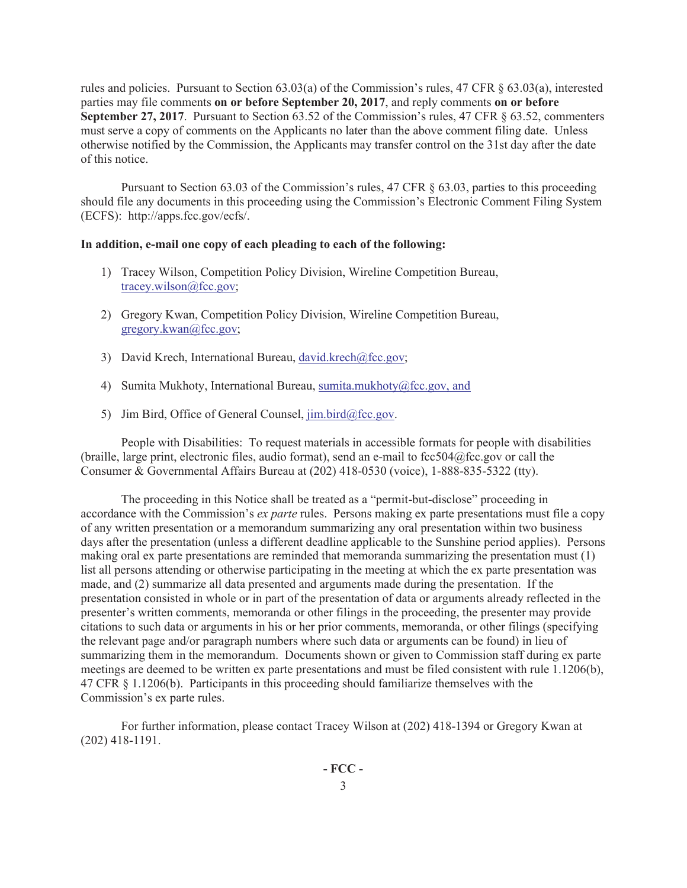rules and policies. Pursuant to Section 63.03(a) of the Commission's rules, 47 CFR § 63.03(a), interested parties may file comments **on or before September 20, 2017**, and reply comments **on or before September 27, 2017**. Pursuant to Section 63.52 of the Commission's rules, 47 CFR § 63.52, commenters must serve a copy of comments on the Applicants no later than the above comment filing date. Unless otherwise notified by the Commission, the Applicants may transfer control on the 31st day after the date of this notice.

Pursuant to Section 63.03 of the Commission's rules, 47 CFR § 63.03, parties to this proceeding should file any documents in this proceeding using the Commission's Electronic Comment Filing System (ECFS): http://apps.fcc.gov/ecfs/.

**In addition, e-mail one copy of each pleading to each of the following:**

1) Tracey Wilson, Competition Policy Division, Wireline Competition Bureau, tracey.wilson@fcc.gov;

2) Gregory Kwan, Competition Policy Division, Wireline Competition Bureau, gregory.kwan@fcc.gov;

3) David Krech, International Bureau, david.krech@fcc.gov;

4) Sumita Mukhoty, International Bureau, sumita.mukhoty@fcc.gov, and

5) Jim Bird, Office of General Counsel, jim.bird@fcc.gov.

People with Disabilities: To request materials in accessible formats for people with disabilities (braille, large print, electronic files, audio format), send an e-mail to fcc504@fcc.gov or call the Consumer & Governmental Affairs Bureau at (202) 418-0530 (voice), 1-888-835-5322 (tty).

The proceeding in this Notice shall be treated as a "permit-but-disclose" proceeding in accordance with the Commission's *ex parte* rules. Persons making ex parte presentations must file a copy of any written presentation or a memorandum summarizing any oral presentation within two business days after the presentation (unless a different deadline applicable to the Sunshine period applies). Persons making oral ex parte presentations are reminded that memoranda summarizing the presentation must (1) list all persons attending or otherwise participating in the meeting at which the ex parte presentation was made, and (2) summarize all data presented and arguments made during the presentation. If the presentation consisted in whole or in part of the presentation of data or arguments already reflected in the presenter's written comments, memoranda or other filings in the proceeding, the presenter may provide citations to such data or arguments in his or her prior comments, memoranda, or other filings (specifying the relevant page and/or paragraph numbers where such data or arguments can be found) in lieu of summarizing them in the memorandum. Documents shown or given to Commission staff during ex parte meetings are deemed to be written ex parte presentations and must be filed consistent with rule 1.1206(b), 47 CFR § 1.1206(b). Participants in this proceeding should familiarize themselves with the Commission's ex parte rules.

For further information, please contact Tracey Wilson at (202) 418-1394 or Gregory Kwan at (202) 418-1191.

**- FCC -**